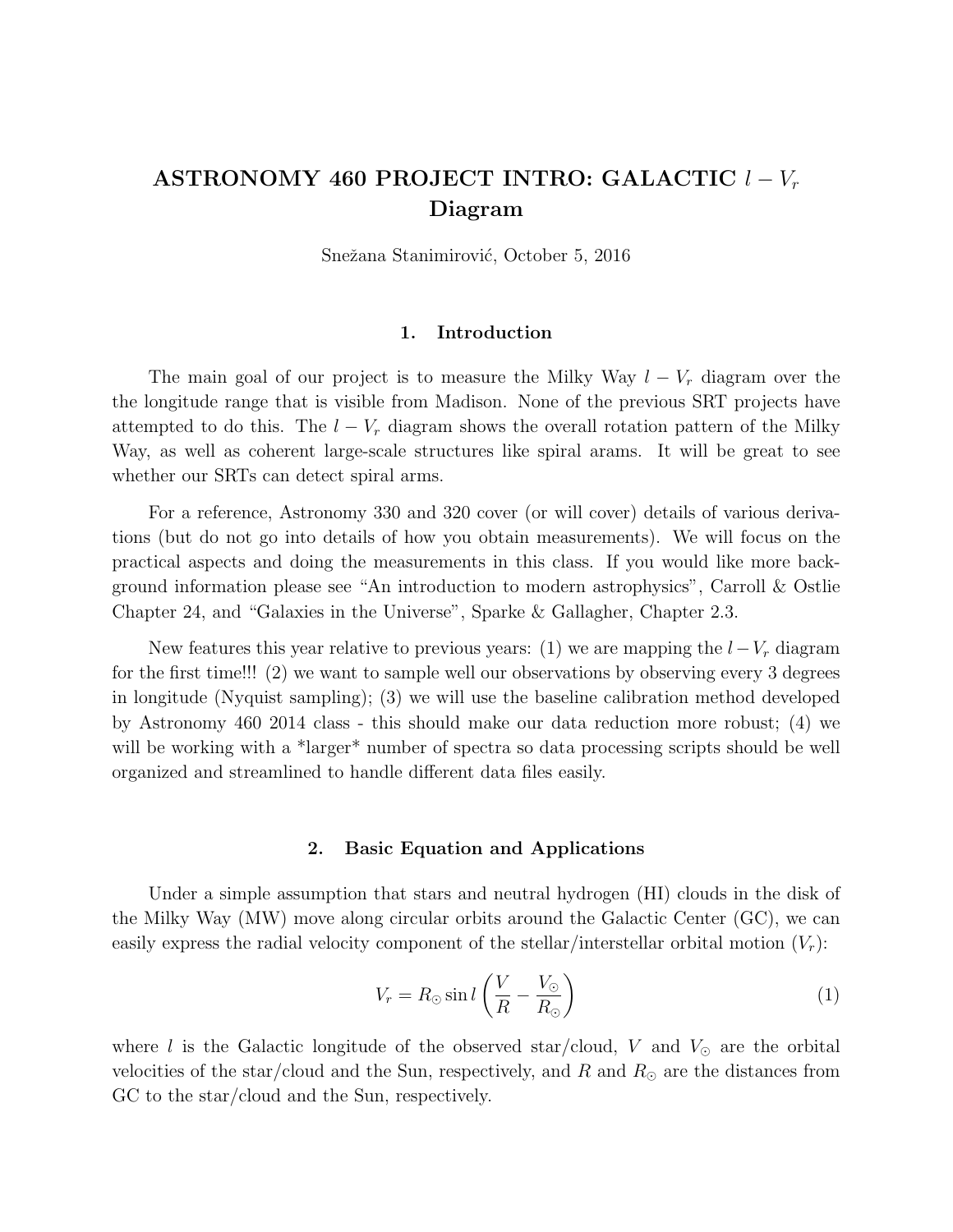# ASTRONOMY 460 PROJECT INTRO: GALACTIC $l - V_r$ Diagram

Snežana Stanimirović, October 5, 2016

## 1. Introduction

The main goal of our project is to measure the Milky Way $l - V_r$ diagram over the the longitude range that is visible from Madison. None of the previous SRT projects have attempted to do this. The $l - V_r$ diagram shows the overall rotation pattern of the Milky Way, as well as coherent large-scale structures like spiral arams. It will be great to see whether our SRTs can detect spiral arms.

For a reference, Astronomy 330 and 320 cover (or will cover) details of various derivations (but do not go into details of how you obtain measurements). We will focus on the practical aspects and doing the measurements in this class. If you would like more background information please see "An introduction to modern astrophysics", Carroll & Ostlie Chapter 24, and "Galaxies in the Universe", Sparke & Gallagher, Chapter 2.3.

New features this year relative to previous years: (1) we are mapping the $l - V_r$ diagram for the first time!!! (2) we want to sample well our observations by observing every 3 degrees in longitude (Nyquist sampling); (3) we will use the baseline calibration method developed by Astronomy 460 2014 class - this should make our data reduction more robust; (4) we will be working with a *larger* number of spectra so data processing scripts should be well organized and streamlined to handle different data files easily.

## 2. Basic Equation and Applications

Under a simple assumption that stars and neutral hydrogen (HI) clouds in the disk of the Milky Way (MW) move along circular orbits around the Galactic Center (GC), we can easily express the radial velocity component of the stellar/interstellar orbital motion ($V_r$):

$$V_r = R_\odot \sin l \left( \frac{V}{R} - \frac{V_\odot}{R_\odot} \right) \tag{1}$$

where $l$ is the Galactic longitude of the observed star/cloud, $V$ and $V_\odot$ are the orbital velocities of the star/cloud and the Sun, respectively, and $R$ and $R_\odot$ are the distances from GC to the star/cloud and the Sun, respectively.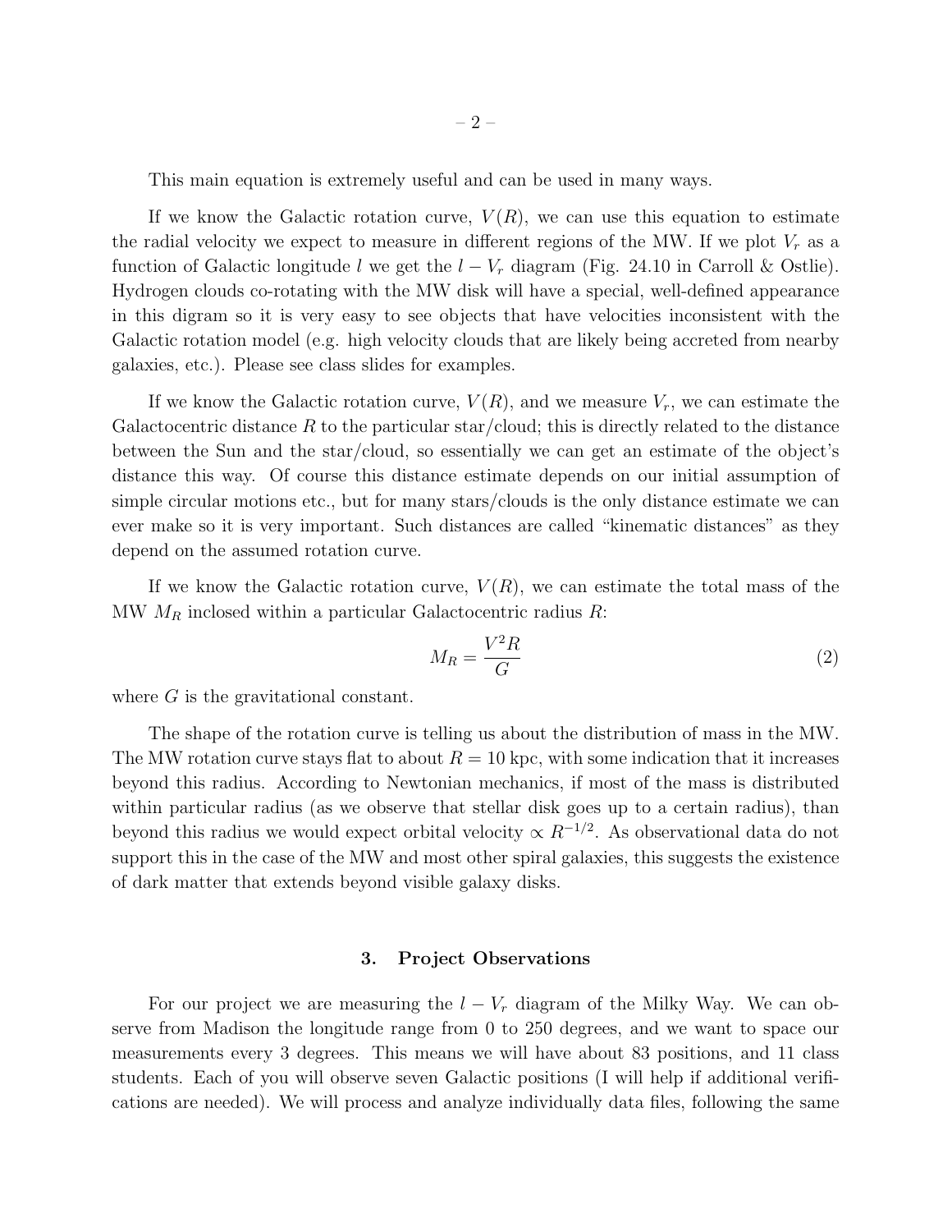This main equation is extremely useful and can be used in many ways.

If we know the Galactic rotation curve, $V(R)$, we can use this equation to estimate the radial velocity we expect to measure in different regions of the MW. If we plot $V_r$ as a function of Galactic longitude $l$ we get the $l - V_r$ diagram (Fig. 24.10 in Carroll & Ostlie). Hydrogen clouds co-rotating with the MW disk will have a special, well-defined appearance in this digram so it is very easy to see objects that have velocities inconsistent with the Galactic rotation model (e.g. high velocity clouds that are likely being accreted from nearby galaxies, etc.). Please see class slides for examples.

If we know the Galactic rotation curve, $V(R)$, and we measure $V_r$, we can estimate the Galactocentric distance $R$ to the particular star/cloud; this is directly related to the distance between the Sun and the star/cloud, so essentially we can get an estimate of the object's distance this way. Of course this distance estimate depends on our initial assumption of simple circular motions etc., but for many stars/clouds is the only distance estimate we can ever make so it is very important. Such distances are called "kinematic distances" as they depend on the assumed rotation curve.

If we know the Galactic rotation curve, $V(R)$, we can estimate the total mass of the MW $M_R$ inclosed within a particular Galactocentric radius $R$:

$$M_R = \frac{V^2 R}{G} \tag{2}$$

where $G$ is the gravitational constant.

The shape of the rotation curve is telling us about the distribution of mass in the MW. The MW rotation curve stays flat to about $R = 10$ kpc, with some indication that it increases beyond this radius. According to Newtonian mechanics, if most of the mass is distributed within particular radius (as we observe that stellar disk goes up to a certain radius), than beyond this radius we would expect orbital velocity $\propto R^{-1/2}$. As observational data do not support this in the case of the MW and most other spiral galaxies, this suggests the existence of dark matter that extends beyond visible galaxy disks.

## 3. Project Observations

For our project we are measuring the $l - V_r$ diagram of the Milky Way. We can observe from Madison the longitude range from 0 to 250 degrees, and we want to space our measurements every 3 degrees. This means we will have about 83 positions, and 11 class students. Each of you will observe seven Galactic positions (I will help if additional verifications are needed). We will process and analyze individually data files, following the same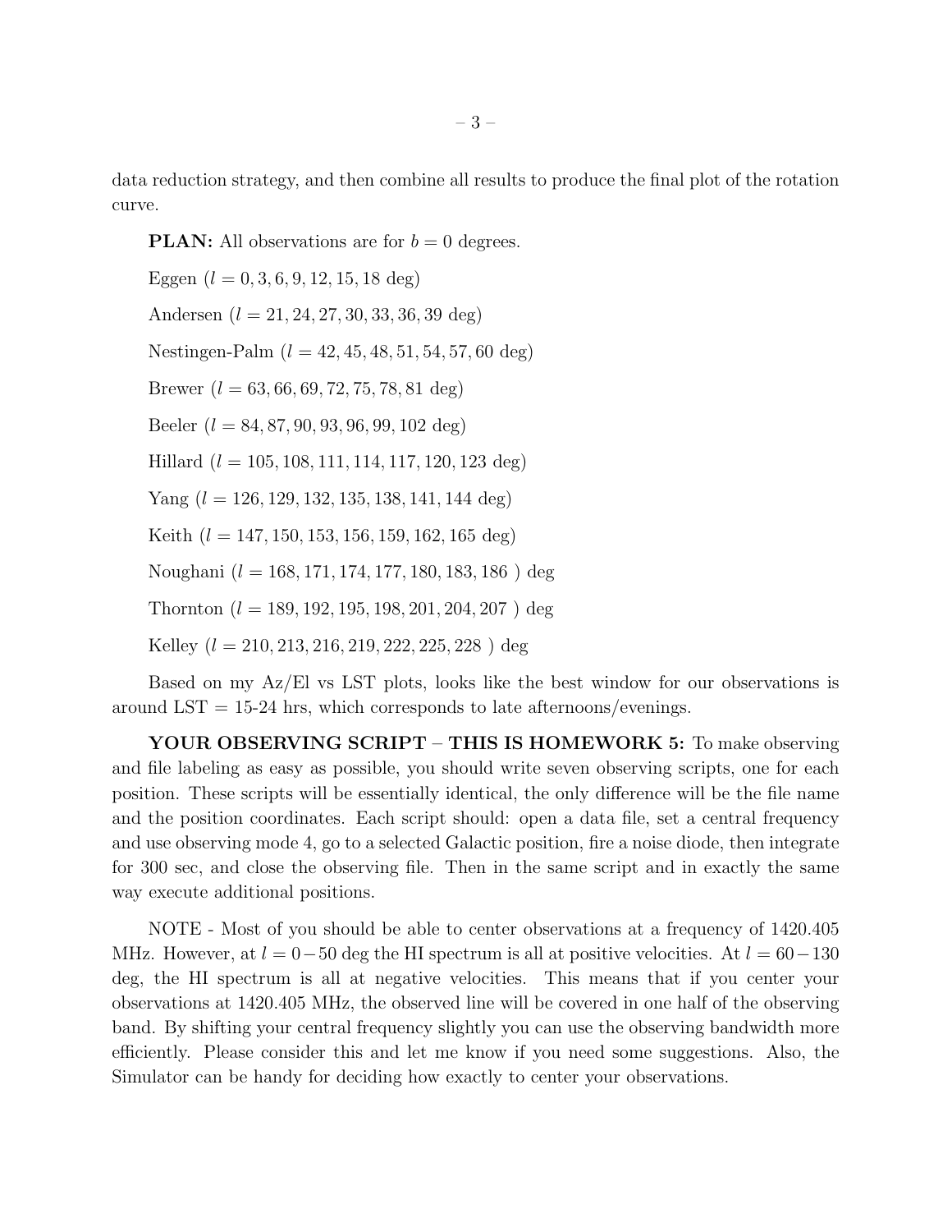data reduction strategy, and then combine all results to produce the final plot of the rotation curve.

**PLAN:** All observations are for $b = 0$ degrees.

Eggen ($l = 0, 3, 6, 9, 12, 15, 18$ deg)

Andersen ($l = 21, 24, 27, 30, 33, 36, 39$ deg)

Nestingen-Palm ($l = 42, 45, 48, 51, 54, 57, 60$ deg)

Brewer ($l = 63, 66, 69, 72, 75, 78, 81$ deg)

Beeler ($l = 84, 87, 90, 93, 96, 99, 102$ deg)

Hillard ($l = 105, 108, 111, 114, 117, 120, 123$ deg)

Yang ($l = 126, 129, 132, 135, 138, 141, 144$ deg)

Keith ($l = 147, 150, 153, 156, 159, 162, 165$ deg)

Noughani ($l = 168, 171, 174, 177, 180, 183, 186$ ) deg

Thornton ($l = 189, 192, 195, 198, 201, 204, 207$ ) deg

Kelley ($l = 210, 213, 216, 219, 222, 225, 228$ ) deg

Based on my Az/El vs LST plots, looks like the best window for our observations is around LST = 15-24 hrs, which corresponds to late afternoons/evenings.

**YOUR OBSERVING SCRIPT – THIS IS HOMEWORK 5:** To make observing and file labeling as easy as possible, you should write seven observing scripts, one for each position. These scripts will be essentially identical, the only difference will be the file name and the position coordinates. Each script should: open a data file, set a central frequency and use observing mode 4, go to a selected Galactic position, fire a noise diode, then integrate for 300 sec, and close the observing file. Then in the same script and in exactly the same way execute additional positions.

NOTE - Most of you should be able to center observations at a frequency of 1420.405 MHz. However, at $l = 0-50$ deg the HI spectrum is all at positive velocities. At $l = 60-130$ deg, the HI spectrum is all at negative velocities. This means that if you center your observations at 1420.405 MHz, the observed line will be covered in one half of the observing band. By shifting your central frequency slightly you can use the observing bandwidth more efficiently. Please consider this and let me know if you need some suggestions. Also, the Simulator can be handy for deciding how exactly to center your observations.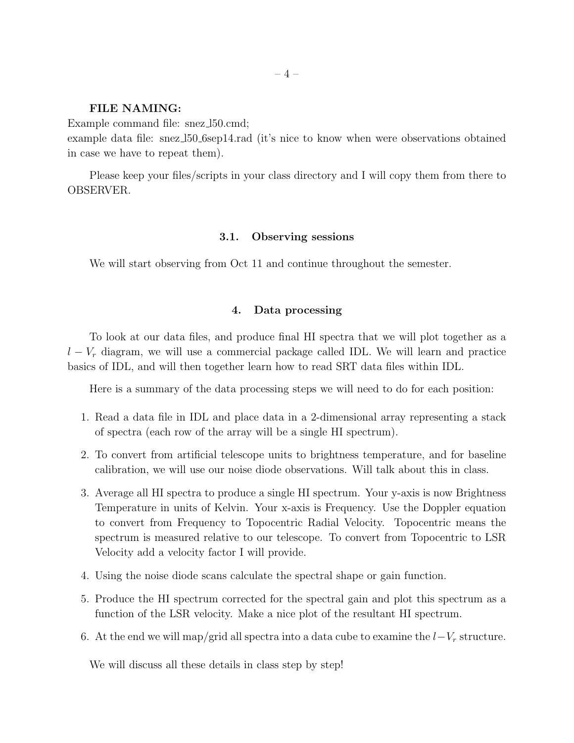**FILE NAMING:**
Example command file: snez_l50.cmd;
example data file: snez_l50_6sep14.rad (it's nice to know when were observations obtained in case we have to repeat them).

Please keep your files/scripts in your class directory and I will copy them from there to OBSERVER.

### 3.1. Observing sessions

We will start observing from Oct 11 and continue throughout the semester.

## 4. Data processing

To look at our data files, and produce final HI spectra that we will plot together as a $l - V_r$ diagram, we will use a commercial package called IDL. We will learn and practice basics of IDL, and will then together learn how to read SRT data files within IDL.

Here is a summary of the data processing steps we will need to do for each position:

1. Read a data file in IDL and place data in a 2-dimensional array representing a stack of spectra (each row of the array will be a single HI spectrum).
2. To convert from artificial telescope units to brightness temperature, and for baseline calibration, we will use our noise diode observations. Will talk about this in class.
3. Average all HI spectra to produce a single HI spectrum. Your y-axis is now Brightness Temperature in units of Kelvin. Your x-axis is Frequency. Use the Doppler equation to convert from Frequency to Topocentric Radial Velocity. Topocentric means the spectrum is measured relative to our telescope. To convert from Topocentric to LSR Velocity add a velocity factor I will provide.
4. Using the noise diode scans calculate the spectral shape or gain function.
5. Produce the HI spectrum corrected for the spectral gain and plot this spectrum as a function of the LSR velocity. Make a nice plot of the resultant HI spectrum.
6. At the end we will map/grid all spectra into a data cube to examine the $l - V_r$ structure.

We will discuss all these details in class step by step!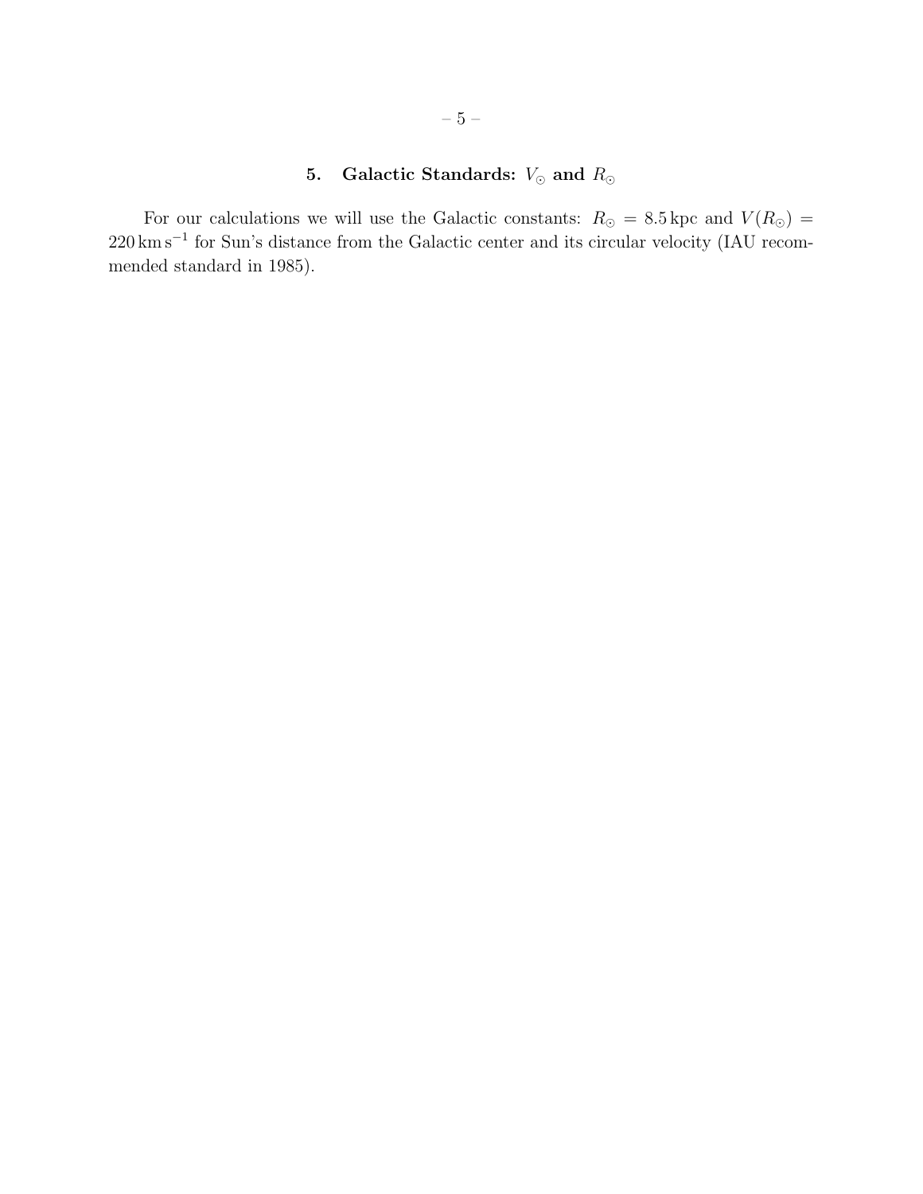## 5. Galactic Standards: $V_\odot$ and $R_\odot$

For our calculations we will use the Galactic constants: $R_\odot = 8.5\,\mathrm{kpc}$ and $V(R_\odot) = 220\,\mathrm{km\,s^{-1}}$ for Sun's distance from the Galactic center and its circular velocity (IAU recommended standard in 1985).